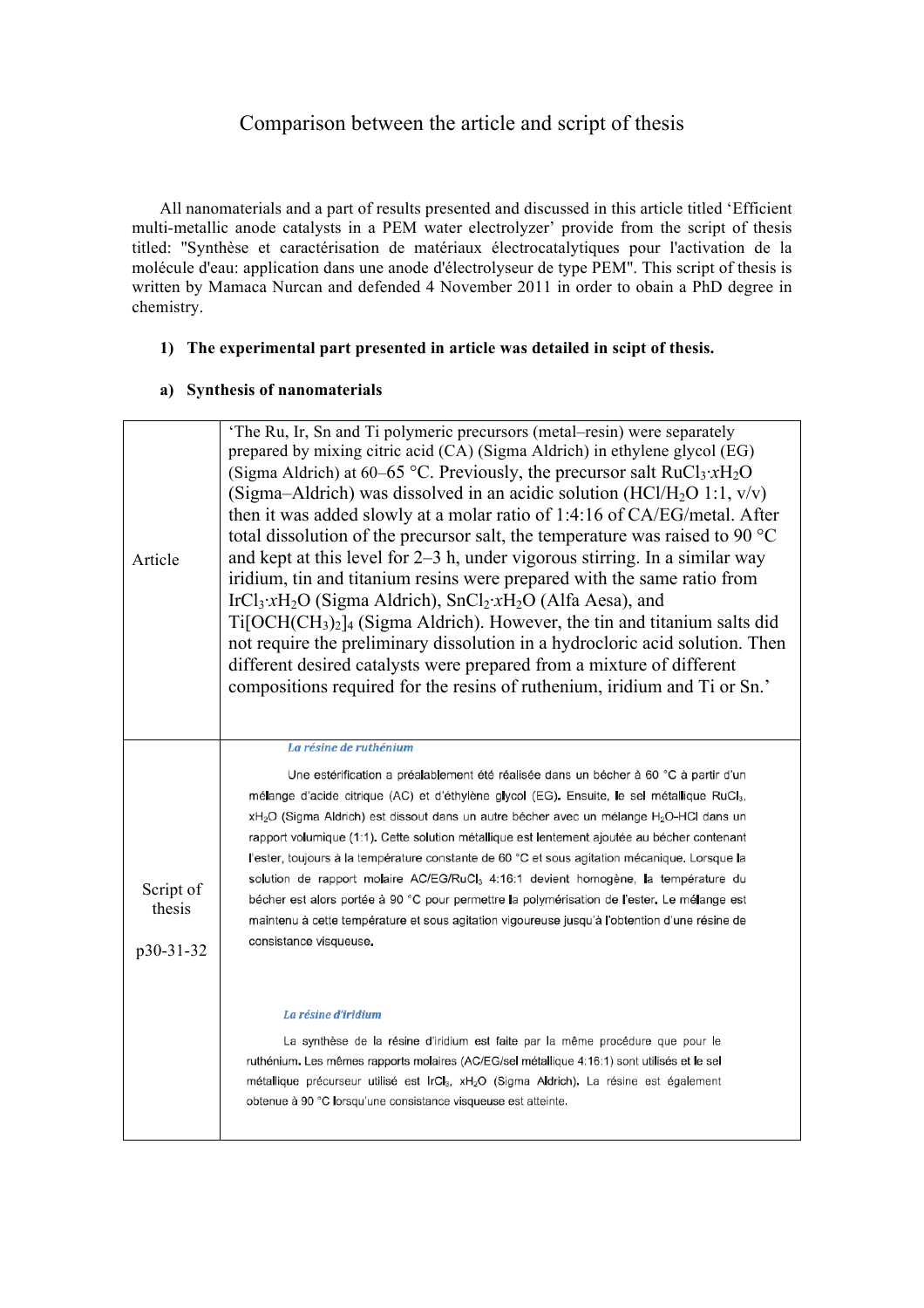# Comparison between the article and script of thesis

All nanomaterials and a part of results presented and discussed in this article titled 'Efficient multi-metallic anode catalysts in a PEM water electrolyzer' provide from the script of thesis titled: "Synthèse et caractérisation de matériaux électrocatalytiques pour l'activation de la molécule d'eau: application dans une anode d'électrolyseur de type PEM". This script of thesis is written by Mamaca Nurcan and defended 4 November 2011 in order to obain a PhD degree in chemistry.

**1) The experimental part presented in article was detailed in scipt of thesis.**

**a) Synthesis of nanomaterials**

| | |
|---|---|
| Article | 'The Ru, Ir, Sn and Ti polymeric precursors (metal–resin) were separately prepared by mixing citric acid (CA) (Sigma Aldrich) in ethylene glycol (EG) (Sigma Aldrich) at 60–65 °C. Previously, the precursor salt $RuCl_3 \cdot xH_2O$ (Sigma–Aldrich) was dissolved in an acidic solution ($HCl/H_2O$ 1:1, v/v) then it was added slowly at a molar ratio of 1:4:16 of CA/EG/metal. After total dissolution of the precursor salt, the temperature was raised to 90 °C and kept at this level for 2–3 h, under vigorous stirring. In a similar way iridium, tin and titanium resins were prepared with the same ratio from $IrCl_3 \cdot xH_2O$ (Sigma Aldrich), $SnCl_2 \cdot xH_2O$ (Alfa Aesa), and $Ti[OCH(CH_3)_2]_4$ (Sigma Aldrich). However, the tin and titanium salts did not require the preliminary dissolution in a hydrocloric acid solution. Then different desired catalysts were prepared from a mixture of different compositions required for the resins of ruthenium, iridium and Ti or Sn.' |
| Script of thesis<br><br>p30-31-32 | *La résine de ruthénium*<br><br>Une estérification a préalablement été réalisée dans un bécher à 60 °C à partir d'un mélange d'acide citrique (AC) et d'éthylène glycol (EG). Ensuite, le sel métallique $RuCl_3$, $xH_2O$ (Sigma Aldrich) est dissout dans un autre bécher avec un mélange $H_2O$-HCl dans un rapport volumique (1:1). Cette solution métallique est lentement ajoutée au bécher contenant l'ester, toujours à la température constante de 60 °C et sous agitation mécanique. Lorsque la solution de rapport molaire AC/EG/$RuCl_3$ 4:16:1 devient homogène, la température du bécher est alors portée à 90 °C pour permettre la polymérisation de l'ester. Le mélange est maintenu à cette température et sous agitation vigoureuse jusqu'à l'obtention d'une résine de consistance visqueuse.<br><br>*La résine d'iridium*<br><br>La synthèse de la résine d'iridium est faite par la même procédure que pour le ruthénium. Les mêmes rapports molaires (AC/EG/sel métallique 4:16:1) sont utilisés et le sel métallique précurseur utilisé est $IrCl_3$, $xH_2O$ (Sigma Aldrich). La résine est également obtenue à 90 °C lorsqu'une consistance visqueuse est atteinte. |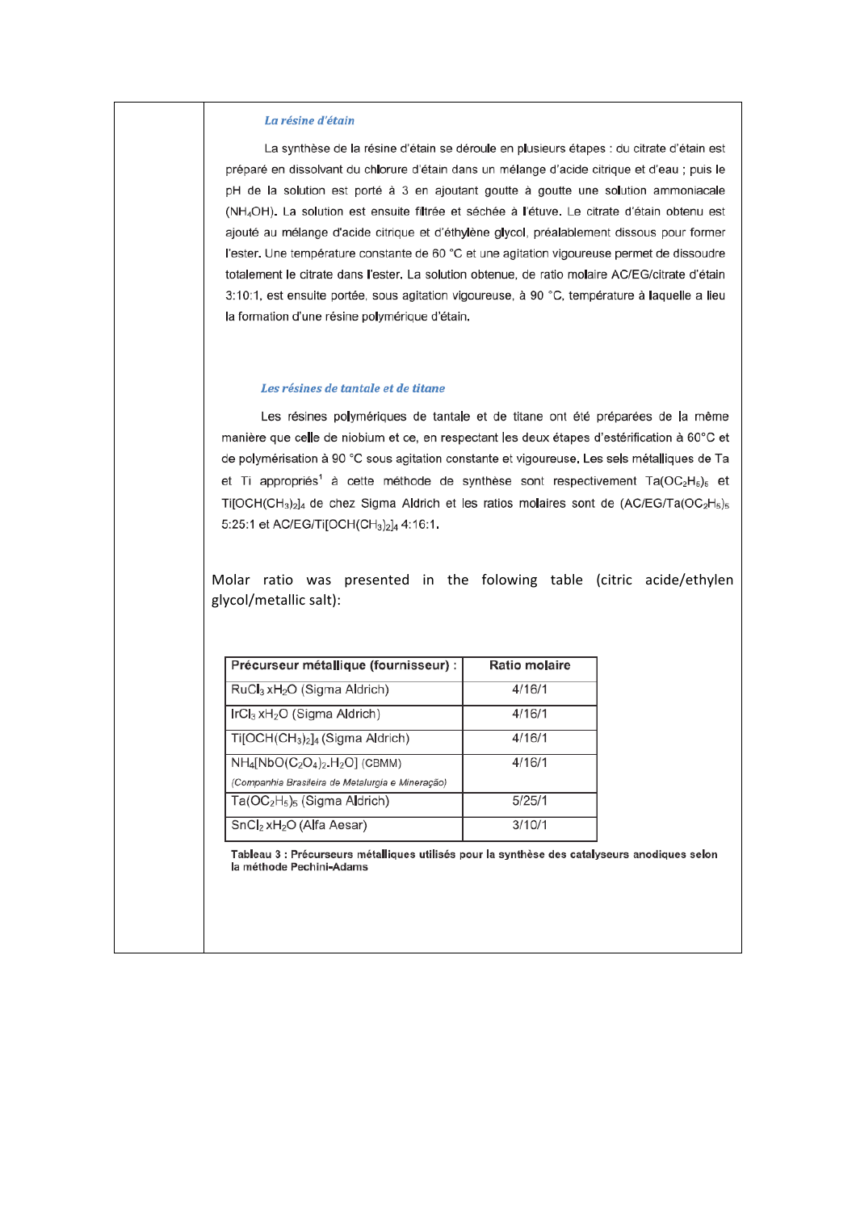### *La résine d'étain*

La synthèse de la résine d'étain se déroule en plusieurs étapes : du citrate d'étain est préparé en dissolvant du chlorure d'étain dans un mélange d'acide citrique et d'eau ; puis le pH de la solution est porté à 3 en ajoutant goutte à goutte une solution ammoniacale ($NH_4OH$). La solution est ensuite filtrée et séchée à l'étuve. Le citrate d'étain obtenu est ajouté au mélange d'acide citrique et d'éthylène glycol, préalablement dissous pour former l'ester. Une température constante de 60 °C et une agitation vigoureuse permet de dissoudre totalement le citrate dans l'ester. La solution obtenue, de ratio molaire AC/EG/citrate d'étain 3:10:1, est ensuite portée, sous agitation vigoureuse, à 90 °C, température à laquelle a lieu la formation d'une résine polymérique d'étain.

### *Les résines de tantale et de titane*

Les résines polymériques de tantale et de titane ont été préparées de la même manière que celle de niobium et ce, en respectant les deux étapes d'estérification à 60°C et de polymérisation à 90 °C sous agitation constante et vigoureuse. Les sels métalliques de Ta et Ti appropriés[1] à cette méthode de synthèse sont respectivement $Ta(OC_2H_5)_5$ et $Ti[OCH(CH_3)_2]_4$ de chez Sigma Aldrich et les ratios molaires sont de (AC/EG/$Ta(OC_2H_5)_5$ 5:25:1 et AC/EG/$Ti[OCH(CH_3)_2]_4$ 4:16:1.

Molar ratio was presented in the folowing table (citric acide/ethylen glycol/metallic salt):

| Précurseur métallique (fournisseur) : | Ratio molaire |
|---|---|
| $RuCl_3\ xH_2O$ (Sigma Aldrich) | 4/16/1 |
| $IrCl_3\ xH_2O$ (Sigma Aldrich) | 4/16/1 |
| $Ti[OCH(CH_3)_2]_4$ (Sigma Aldrich) | 4/16/1 |
| $NH_4[NbO(C_2O_4)_2.H_2O]$ (CBMM) *(Companhia Brasileira de Metalurgia e Mineração)* | 4/16/1 |
| $Ta(OC_2H_5)_5$ (Sigma Aldrich) | 5/25/1 |
| $SnCl_2\ xH_2O$ (Alfa Aesar) | 3/10/1 |

**Tableau 3 : Précurseurs métalliques utilisés pour la synthèse des catalyseurs anodiques selon la méthode Pechini-Adams**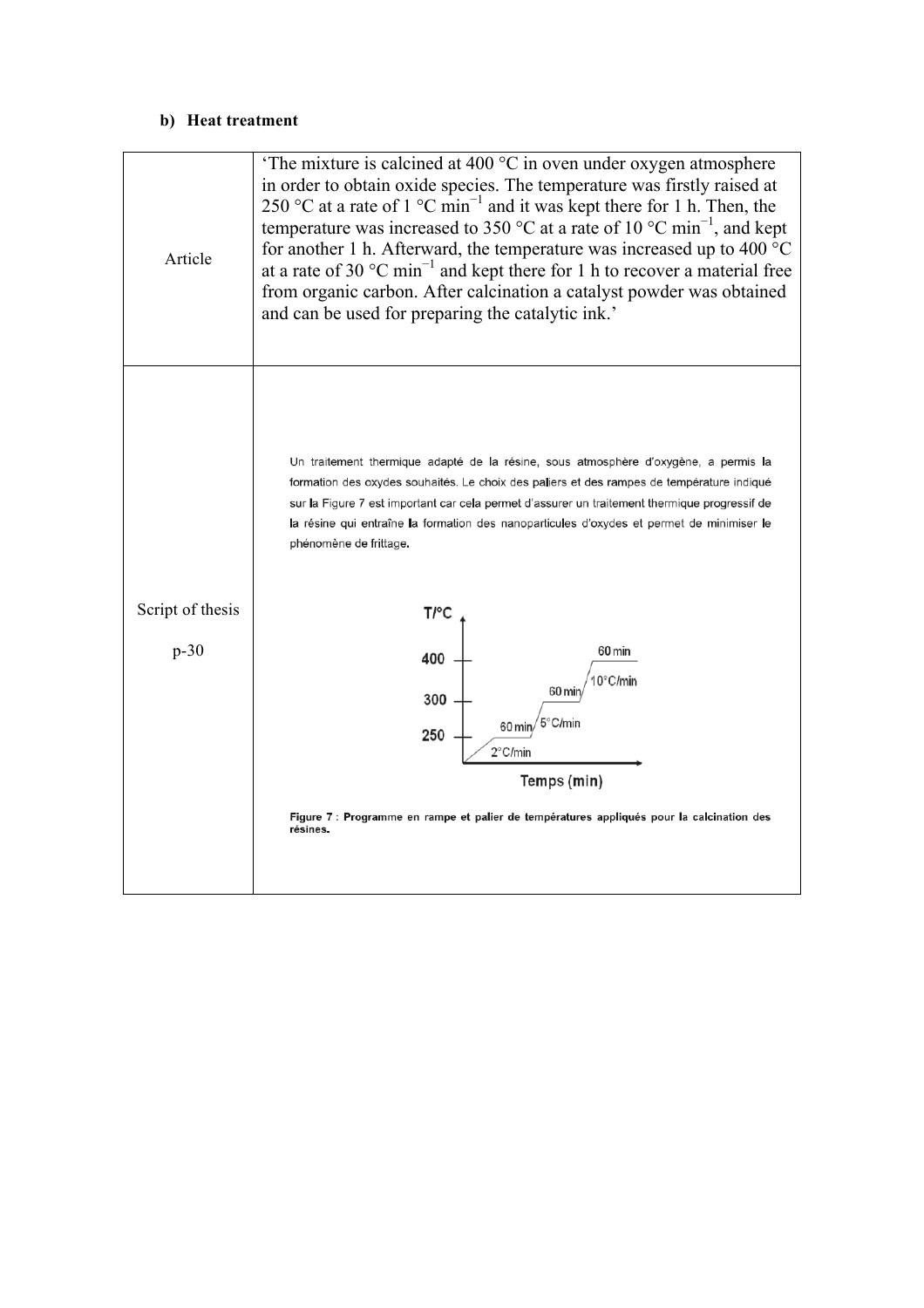**b) Heat treatment**

| | |
|---|---|
| Article | 'The mixture is calcined at 400 °C in oven under oxygen atmosphere in order to obtain oxide species. The temperature was firstly raised at 250 °C at a rate of 1 °C min$^{-1}$ and it was kept there for 1 h. Then, the temperature was increased to 350 °C at a rate of 10 °C min$^{-1}$, and kept for another 1 h. Afterward, the temperature was increased up to 400 °C at a rate of 30 °C min$^{-1}$ and kept there for 1 h to recover a material free from organic carbon. After calcination a catalyst powder was obtained and can be used for preparing the catalytic ink.' |
| Script of thesis<br><br>p-30 | Un traitement thermique adapté de la résine, sous atmosphère d'oxygène, a permis la formation des oxydes souhaités. Le choix des paliers et des rampes de température indiqué sur la Figure 7 est important car cela permet d'assurer un traitement thermique progressif de la résine qui entraîne la formation des nanoparticules d'oxydes et permet de minimiser le phénomène de frittage.<br><br>T/°C; 400; 300; 250; 60 min; 10°C/min; 60 min; 5°C/min; 60 min; 2°C/min; Temps (min)<br><br>**Figure 7 : Programme en rampe et palier de températures appliqués pour la calcination des résines.** |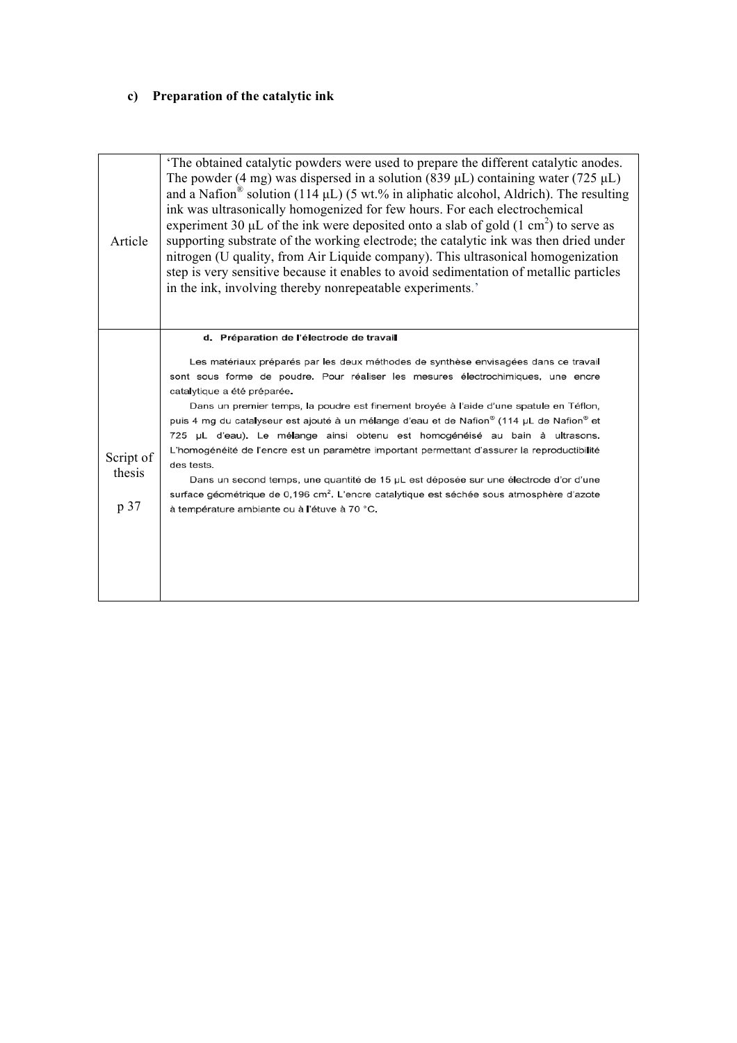### c) Preparation of the catalytic ink

| | |
|---|---|
| Article | 'The obtained catalytic powders were used to prepare the different catalytic anodes. The powder (4 mg) was dispersed in a solution (839 µL) containing water (725 µL) and a Nafion® solution (114 µL) (5 wt.% in aliphatic alcohol, Aldrich). The resulting ink was ultrasonically homogenized for few hours. For each electrochemical experiment 30 µL of the ink were deposited onto a slab of gold (1 $cm^2$) to serve as supporting substrate of the working electrode; the catalytic ink was then dried under nitrogen (U quality, from Air Liquide company). This ultrasonical homogenization step is very sensitive because it enables to avoid sedimentation of metallic particles in the ink, involving thereby nonrepeatable experiments.' |
| Script of thesis<br><br>p 37 | **d. Préparation de l'électrode de travail**<br><br>Les matériaux préparés par les deux méthodes de synthèse envisagées dans ce travail sont sous forme de poudre. Pour réaliser les mesures électrochimiques, une encre catalytique a été préparée.<br><br>Dans un premier temps, la poudre est finement broyée à l'aide d'une spatule en Téflon, puis 4 mg du catalyseur est ajouté à un mélange d'eau et de Nafion® (114 µL de Nafion® et 725 µL d'eau). Le mélange ainsi obtenu est homogénéisé au bain à ultrasons. L'homogénéité de l'encre est un paramètre important permettant d'assurer la reproductibilité des tests.<br><br>Dans un second temps, une quantité de 15 µL est déposée sur une électrode d'or d'une surface géométrique de 0,196 $cm^2$. L'encre catalytique est séchée sous atmosphère d'azote à température ambiante ou à l'étuve à 70 °C. |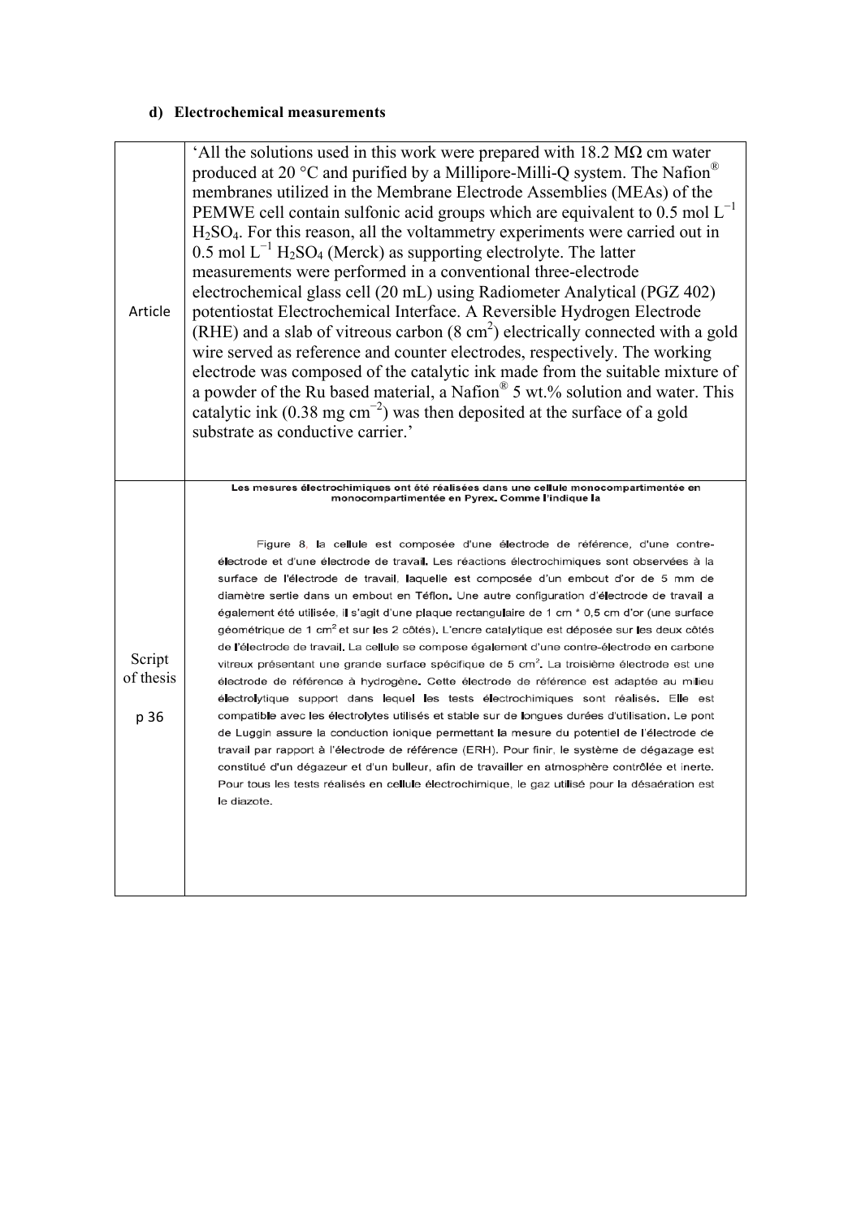### d) Electrochemical measurements

| | |
|---|---|
| Article | 'All the solutions used in this work were prepared with 18.2 MΩ cm water produced at 20 °C and purified by a Millipore-Milli-Q system. The Nafion® membranes utilized in the Membrane Electrode Assemblies (MEAs) of the PEMWE cell contain sulfonic acid groups which are equivalent to 0.5 mol $L^{-1}$ $H_2SO_4$. For this reason, all the voltammetry experiments were carried out in 0.5 mol $L^{-1}$ $H_2SO_4$ (Merck) as supporting electrolyte. The latter measurements were performed in a conventional three-electrode electrochemical glass cell (20 mL) using Radiometer Analytical (PGZ 402) potentiostat Electrochemical Interface. A Reversible Hydrogen Electrode (RHE) and a slab of vitreous carbon (8 $cm^2$) electrically connected with a gold wire served as reference and counter electrodes, respectively. The working electrode was composed of the catalytic ink made from the suitable mixture of a powder of the Ru based material, a Nafion® 5 wt.% solution and water. This catalytic ink (0.38 mg $cm^{-2}$) was then deposited at the surface of a gold substrate as conductive carrier.' |
| Script of thesis p 36 | **Les mesures électrochimiques ont été réalisées dans une cellule monocompartimentée en monocompartimentée en Pyrex. Comme l'indique la** Figure 8, la cellule est composée d'une électrode de référence, d'une contre-électrode et d'une électrode de travail. Les réactions électrochimiques sont observées à la surface de l'électrode de travail, laquelle est composée d'un embout d'or de 5 mm de diamètre sertie dans un embout en Téflon. Une autre configuration d'électrode de travail a également été utilisée, il s'agit d'une plaque rectangulaire de 1 cm * 0,5 cm d'or (une surface géométrique de 1 $cm^2$ et sur les 2 côtés). L'encre catalytique est déposée sur les deux côtés de l'électrode de travail. La cellule se compose également d'une contre-électrode en carbone vitreux présentant une grande surface spécifique de 5 $cm^2$. La troisième électrode est une électrode de référence à hydrogène. Cette électrode de référence est adaptée au milieu électrolytique support dans lequel les tests électrochimiques sont réalisés. Elle est compatible avec les électrolytes utilisés et stable sur de longues durées d'utilisation. Le pont de Luggin assure la conduction ionique permettant la mesure du potentiel de l'électrode de travail par rapport à l'électrode de référence (ERH). Pour finir, le système de dégazage est constitué d'un dégazeur et d'un bulleur, afin de travailler en atmosphère contrôlée et inerte. Pour tous les tests réalisés en cellule électrochimique, le gaz utilisé pour la désaération est le diazote. |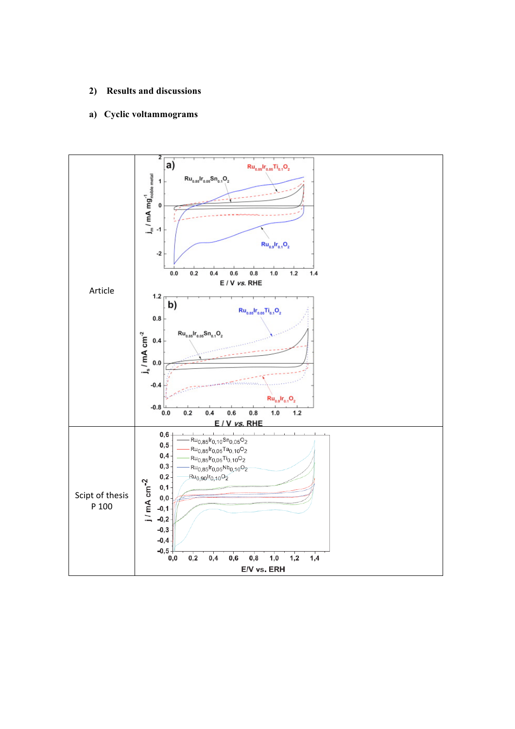## 2) Results and discussions

### a) Cyclic voltammograms

| | |
|---|---|
| Article | |
| Scipt of thesis P 100 | |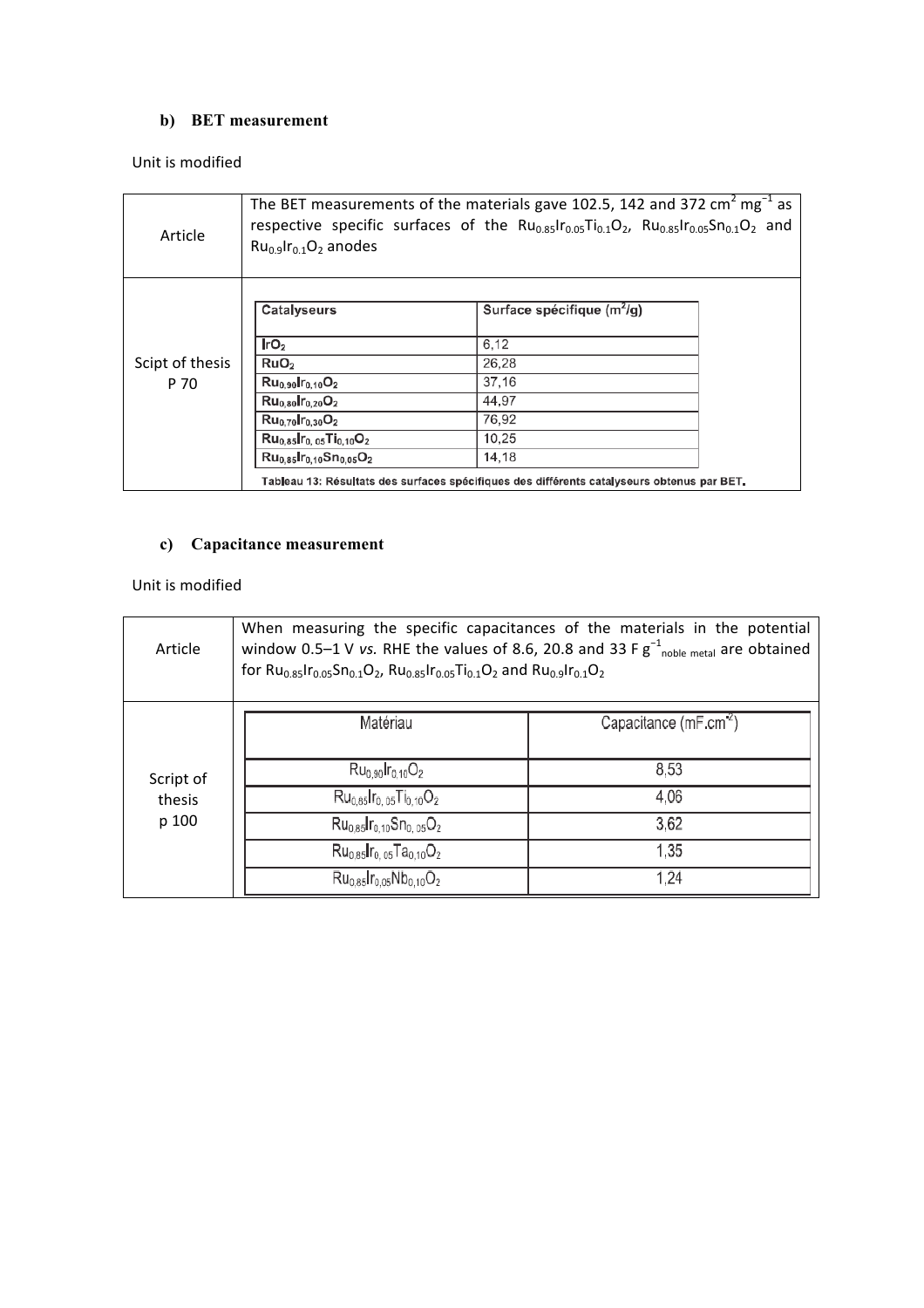**b) BET measurement**

Unit is modified

| | |
|---|---|
| Article | The BET measurements of the materials gave 102.5, 142 and 372 $cm^2\ mg^{-1}$ as respective specific surfaces of the $Ru_{0.85}Ir_{0.05}Ti_{0.1}O_2$, $Ru_{0.85}Ir_{0.05}Sn_{0.1}O_2$ and $Ru_{0.9}Ir_{0.1}O_2$ anodes |
| Scipt of thesis P 70 | (table below) |

| Catalyseurs | Surface spécifique ($m^2$/g) |
|---|---|
| $IrO_2$ | 6,12 |
| $RuO_2$ | 26,28 |
| $Ru_{0,90}Ir_{0,10}O_2$ | 37,16 |
| $Ru_{0,80}Ir_{0,20}O_2$ | 44,97 |
| $Ru_{0,70}Ir_{0,30}O_2$ | 76,92 |
| $Ru_{0,85}Ir_{0,05}Ti_{0,10}O_2$ | 10,25 |
| $Ru_{0,85}Ir_{0,10}Sn_{0,05}O_2$ | 14,18 |

Tableau 13: Résultats des surfaces spécifiques des différents catalyseurs obtenus par BET.

**c) Capacitance measurement**

Unit is modified

| | |
|---|---|
| Article | When measuring the specific capacitances of the materials in the potential window 0.5–1 V *vs.* RHE the values of 8.6, 20.8 and 33 F $g^{-1}_{noble\ metal}$ are obtained for $Ru_{0.85}Ir_{0.05}Sn_{0.1}O_2$, $Ru_{0.85}Ir_{0.05}Ti_{0.1}O_2$ and $Ru_{0.9}Ir_{0.1}O_2$ |
| Script of thesis p 100 | (table below) |

| Matériau | Capacitance (mF.$cm^{-2}$) |
|---|---|
| $Ru_{0,90}Ir_{0,10}O_2$ | 8,53 |
| $Ru_{0,85}Ir_{0,05}Ti_{0,10}O_2$ | 4,06 |
| $Ru_{0,85}Ir_{0,10}Sn_{0,05}O_2$ | 3,62 |
| $Ru_{0,85}Ir_{0,05}Ta_{0,10}O_2$ | 1,35 |
| $Ru_{0,85}Ir_{0,05}Nb_{0,10}O_2$ | 1,24 |